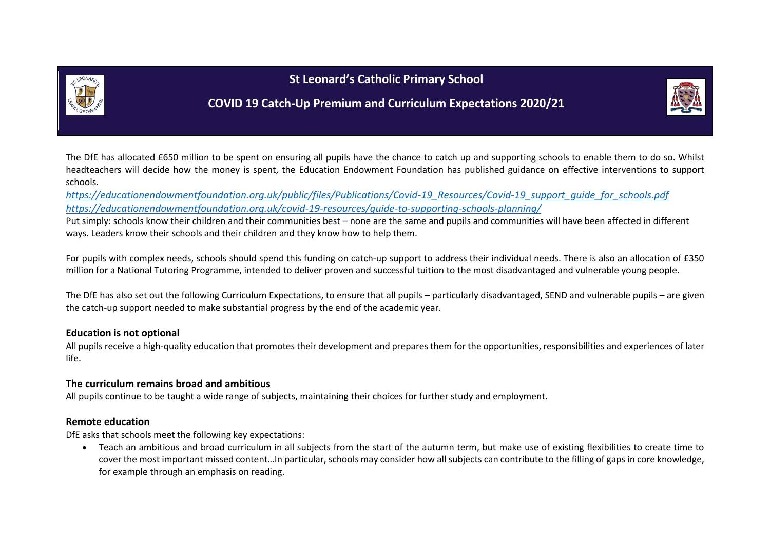# St Leonard's Catholic Primary School

## COVID 19 Catch-Up Premium and Curriculum Expectations 2020/21

The DfE has allocated £650 million to be spent on ensuring all pupils have the chance to catch up and supporting schools to enable them to do so. Whilst headteachers will decide how the money is spent, the Education Endowment Foundation has published guidance on effective interventions to support schools.

*https://educationendowmentfoundation.org.uk/public/files/Publications/Covid-19_Resources/Covid-19_support_guide_for_schools.pdf*
*https://educationendowmentfoundation.org.uk/covid-19-resources/guide-to-supporting-schools-planning/*

Put simply: schools know their children and their communities best – none are the same and pupils and communities will have been affected in different ways. Leaders know their schools and their children and they know how to help them.

For pupils with complex needs, schools should spend this funding on catch-up support to address their individual needs. There is also an allocation of £350 million for a National Tutoring Programme, intended to deliver proven and successful tuition to the most disadvantaged and vulnerable young people.

The DfE has also set out the following Curriculum Expectations, to ensure that all pupils – particularly disadvantaged, SEND and vulnerable pupils – are given the catch-up support needed to make substantial progress by the end of the academic year.

### Education is not optional

All pupils receive a high-quality education that promotes their development and prepares them for the opportunities, responsibilities and experiences of later life.

### The curriculum remains broad and ambitious

All pupils continue to be taught a wide range of subjects, maintaining their choices for further study and employment.

### Remote education

DfE asks that schools meet the following key expectations:

- Teach an ambitious and broad curriculum in all subjects from the start of the autumn term, but make use of existing flexibilities to create time to cover the most important missed content…In particular, schools may consider how all subjects can contribute to the filling of gaps in core knowledge, for example through an emphasis on reading.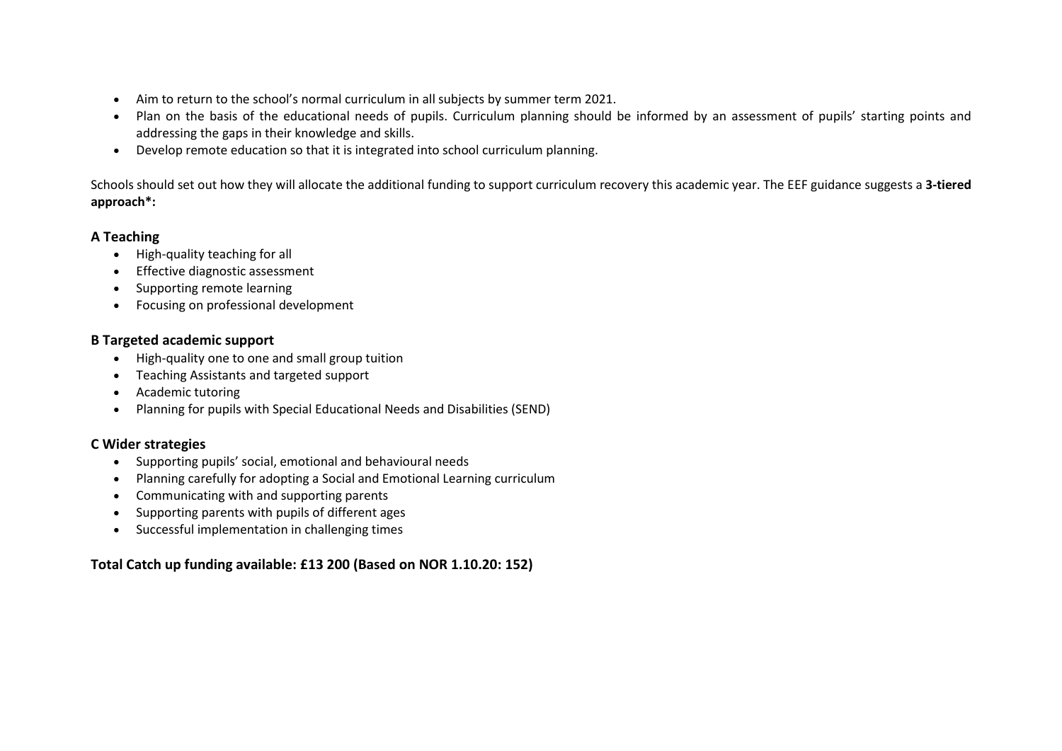- Aim to return to the school's normal curriculum in all subjects by summer term 2021.
- Plan on the basis of the educational needs of pupils. Curriculum planning should be informed by an assessment of pupils' starting points and addressing the gaps in their knowledge and skills.
- Develop remote education so that it is integrated into school curriculum planning.

Schools should set out how they will allocate the additional funding to support curriculum recovery this academic year. The EEF guidance suggests a **3-tiered approach*:**

### A Teaching

- High-quality teaching for all
- Effective diagnostic assessment
- Supporting remote learning
- Focusing on professional development

### B Targeted academic support

- High-quality one to one and small group tuition
- Teaching Assistants and targeted support
- Academic tutoring
- Planning for pupils with Special Educational Needs and Disabilities (SEND)

### C Wider strategies

- Supporting pupils' social, emotional and behavioural needs
- Planning carefully for adopting a Social and Emotional Learning curriculum
- Communicating with and supporting parents
- Supporting parents with pupils of different ages
- Successful implementation in challenging times

**Total Catch up funding available: £13 200 (Based on NOR 1.10.20: 152)**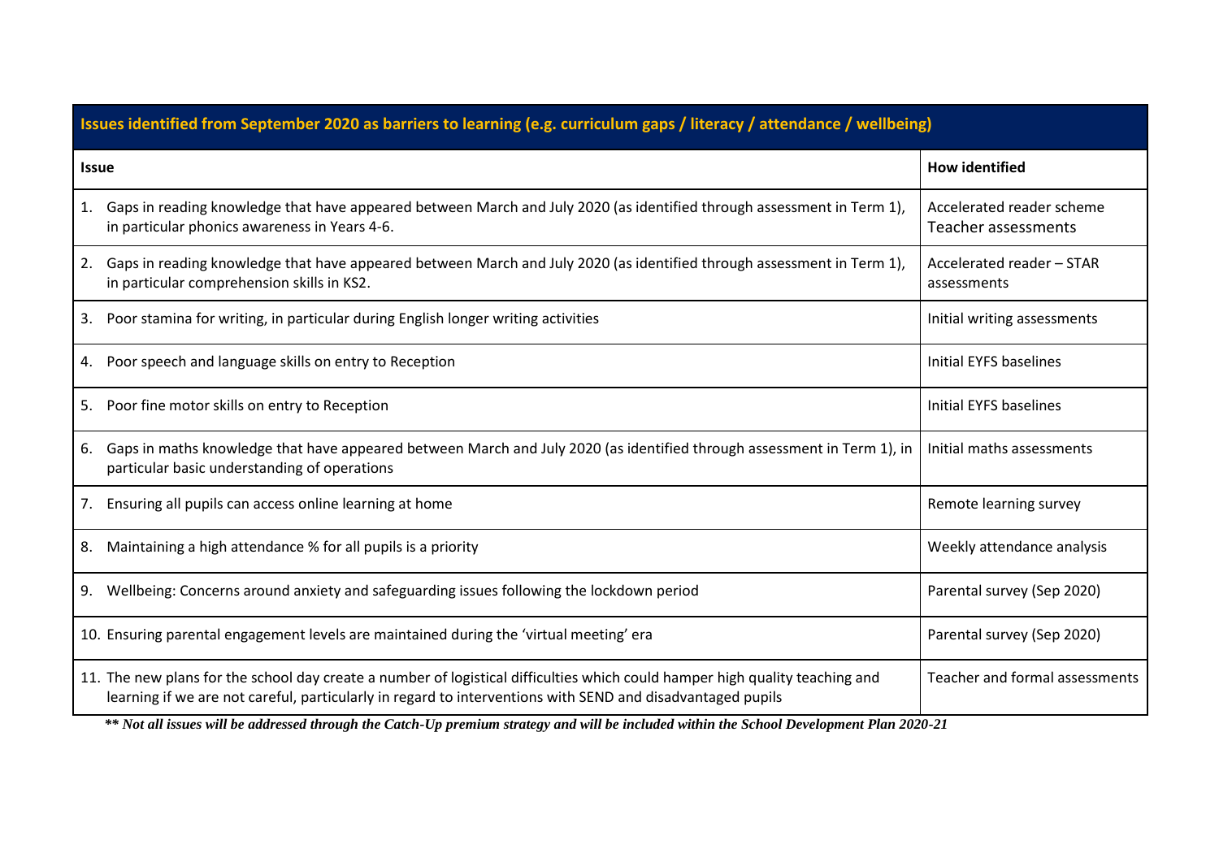| Issues identified from September 2020 as barriers to learning (e.g. curriculum gaps / literacy / attendance / wellbeing) | |
|---|---|
| **Issue** | **How identified** |
| 1. Gaps in reading knowledge that have appeared between March and July 2020 (as identified through assessment in Term 1), in particular phonics awareness in Years 4-6. | Accelerated reader scheme<br>Teacher assessments |
| 2. Gaps in reading knowledge that have appeared between March and July 2020 (as identified through assessment in Term 1), in particular comprehension skills in KS2. | Accelerated reader – STAR assessments |
| 3. Poor stamina for writing, in particular during English longer writing activities | Initial writing assessments |
| 4. Poor speech and language skills on entry to Reception | Initial EYFS baselines |
| 5. Poor fine motor skills on entry to Reception | Initial EYFS baselines |
| 6. Gaps in maths knowledge that have appeared between March and July 2020 (as identified through assessment in Term 1), in particular basic understanding of operations | Initial maths assessments |
| 7. Ensuring all pupils can access online learning at home | Remote learning survey |
| 8. Maintaining a high attendance % for all pupils is a priority | Weekly attendance analysis |
| 9. Wellbeing: Concerns around anxiety and safeguarding issues following the lockdown period | Parental survey (Sep 2020) |
| 10. Ensuring parental engagement levels are maintained during the 'virtual meeting' era | Parental survey (Sep 2020) |
| 11. The new plans for the school day create a number of logistical difficulties which could hamper high quality teaching and learning if we are not careful, particularly in regard to interventions with SEND and disadvantaged pupils | Teacher and formal assessments |

***\*\* Not all issues will be addressed through the Catch-Up premium strategy and will be included within the School Development Plan 2020-21***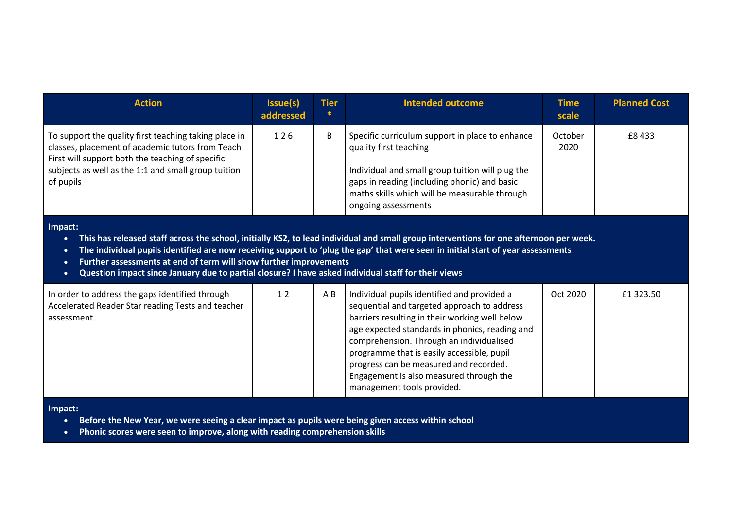| Action | Issue(s) addressed | Tier * | Intended outcome | Time scale | Planned Cost |
|---|---|---|---|---|---|
| To support the quality first teaching taking place in classes, placement of academic tutors from Teach First will support both the teaching of specific subjects as well as the 1:1 and small group tuition of pupils | 1 2 6 | B | Specific curriculum support in place to enhance quality first teaching<br><br>Individual and small group tuition will plug the gaps in reading (including phonic) and basic maths skills which will be measurable through ongoing assessments | October 2020 | £8 433 |
| **Impact:**<br>• **This has released staff across the school, initially KS2, to lead individual and small group interventions for one afternoon per week.**<br>• **The individual pupils identified are now receiving support to 'plug the gap' that were seen in initial start of year assessments**<br>• **Further assessments at end of term will show further improvements**<br>• **Question impact since January due to partial closure? I have asked individual staff for their views** | | | | | |
| In order to address the gaps identified through Accelerated Reader Star reading Tests and teacher assessment. | 1 2 | A B | Individual pupils identified and provided a sequential and targeted approach to address barriers resulting in their working well below age expected standards in phonics, reading and comprehension. Through an individualised programme that is easily accessible, pupil progress can be measured and recorded. Engagement is also measured through the management tools provided. | Oct 2020 | £1 323.50 |
| **Impact:**<br>• **Before the New Year, we were seeing a clear impact as pupils were being given access within school**<br>• **Phonic scores were seen to improve, along with reading comprehension skills** | | | | | |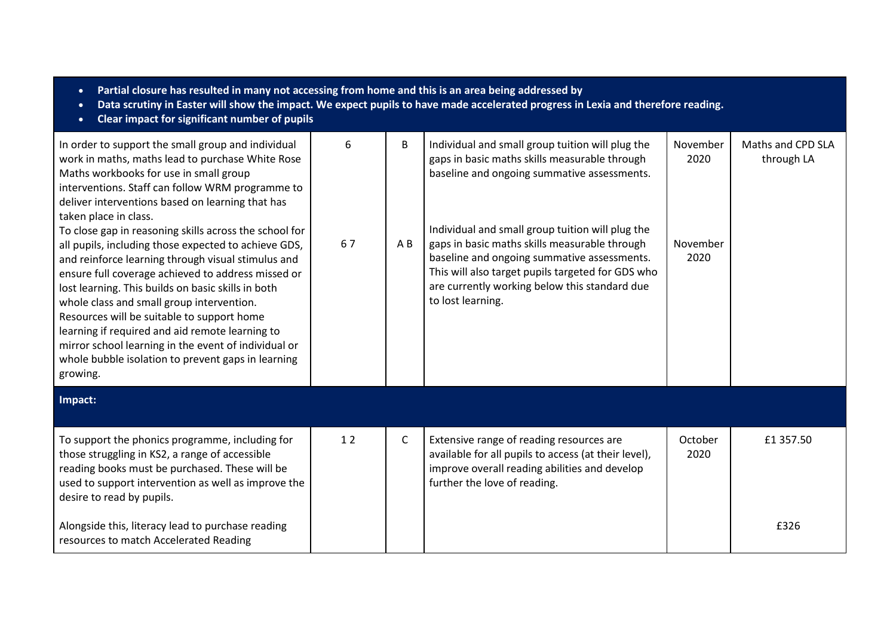- **Partial closure has resulted in many not accessing from home and this is an area being addressed by**
- **Data scrutiny in Easter will show the impact. We expect pupils to have made accelerated progress in Lexia and therefore reading.**
- **Clear impact for significant number of pupils**

| | | | | | |
|---|---|---|---|---|---|
| In order to support the small group and individual work in maths, maths lead to purchase White Rose Maths workbooks for use in small group interventions. Staff can follow WRM programme to deliver interventions based on learning that has taken place in class. | 6 | B | Individual and small group tuition will plug the gaps in basic maths skills measurable through baseline and ongoing summative assessments. | November 2020 | Maths and CPD SLA through LA |
| To close gap in reasoning skills across the school for all pupils, including those expected to achieve GDS, and reinforce learning through visual stimulus and ensure full coverage achieved to address missed or lost learning. This builds on basic skills in both whole class and small group intervention. Resources will be suitable to support home learning if required and aid remote learning to mirror school learning in the event of individual or whole bubble isolation to prevent gaps in learning growing. | 6 7 | A B | Individual and small group tuition will plug the gaps in basic maths skills measurable through baseline and ongoing summative assessments. This will also target pupils targeted for GDS who are currently working below this standard due to lost learning. | November 2020 | |
| **Impact:** | | | | | |
| To support the phonics programme, including for those struggling in KS2, a range of accessible reading books must be purchased. These will be used to support intervention as well as improve the desire to read by pupils. | 1 2 | C | Extensive range of reading resources are available for all pupils to access (at their level), improve overall reading abilities and develop further the love of reading. | October 2020 | £1 357.50 |
| Alongside this, literacy lead to purchase reading resources to match Accelerated Reading | | | | | £326 |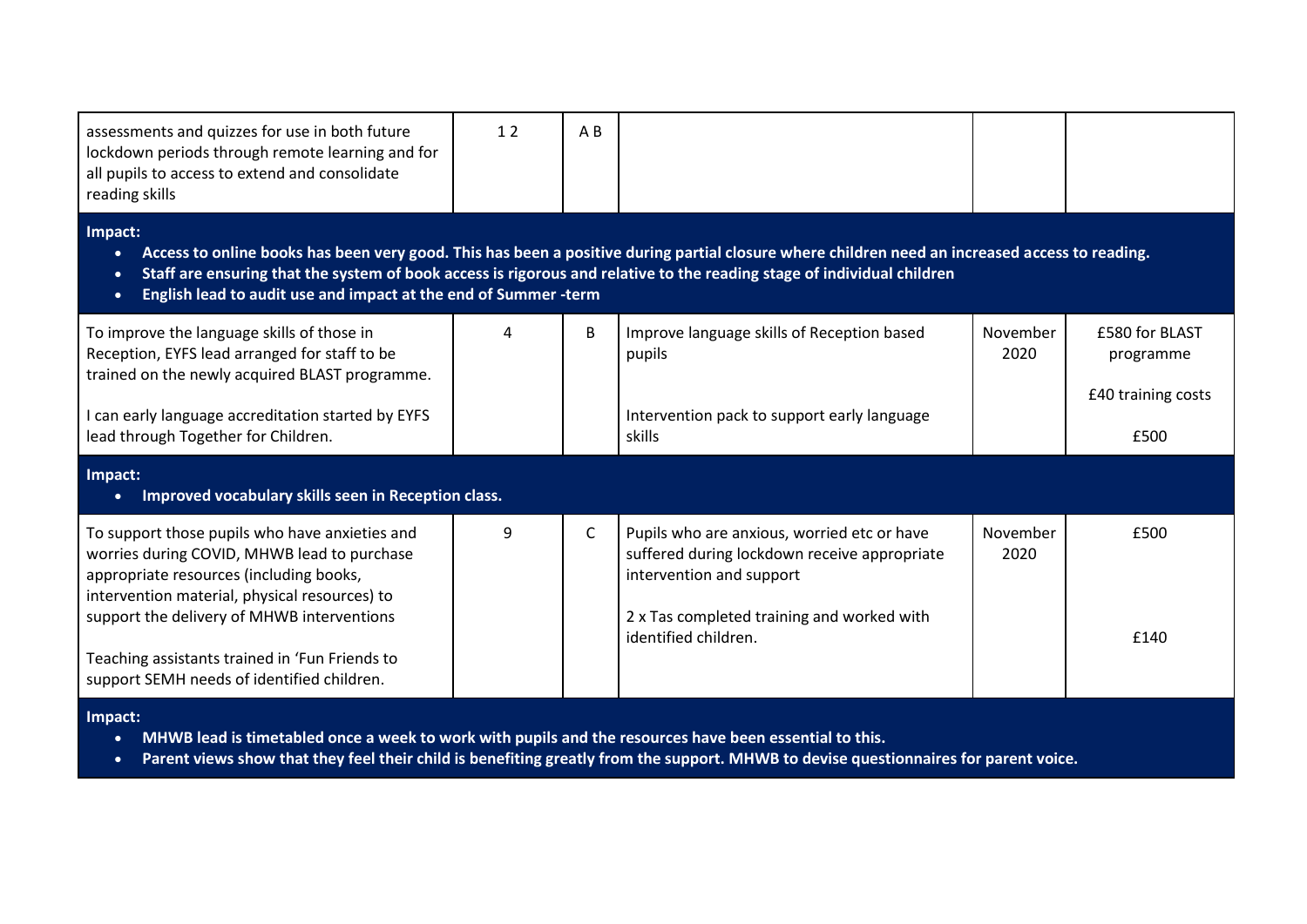| | | | | | |
|---|---|---|---|---|---|
| assessments and quizzes for use in both future lockdown periods through remote learning and for all pupils to access to extend and consolidate reading skills | 1 2 | A B | | | |

**Impact:**
- **Access to online books has been very good. This has been a positive during partial closure where children need an increased access to reading.**
- **Staff are ensuring that the system of book access is rigorous and relative to the reading stage of individual children**
- **English lead to audit use and impact at the end of Summer -term**

| | | | | | |
|---|---|---|---|---|---|
| To improve the language skills of those in Reception, EYFS lead arranged for staff to be trained on the newly acquired BLAST programme.<br><br>I can early language accreditation started by EYFS lead through Together for Children. | 4 | B | Improve language skills of Reception based pupils<br><br>Intervention pack to support early language skills | November 2020 | £580 for BLAST programme<br><br>£40 training costs<br><br>£500 |

**Impact:**
- **Improved vocabulary skills seen in Reception class.**

| | | | | | |
|---|---|---|---|---|---|
| To support those pupils who have anxieties and worries during COVID, MHWB lead to purchase appropriate resources (including books, intervention material, physical resources) to support the delivery of MHWB interventions<br><br>Teaching assistants trained in 'Fun Friends to support SEMH needs of identified children. | 9 | C | Pupils who are anxious, worried etc or have suffered during lockdown receive appropriate intervention and support<br><br>2 x Tas completed training and worked with identified children. | November 2020 | £500<br><br>£140 |

**Impact:**
- **MHWB lead is timetabled once a week to work with pupils and the resources have been essential to this.**
- **Parent views show that they feel their child is benefiting greatly from the support. MHWB to devise questionnaires for parent voice.**